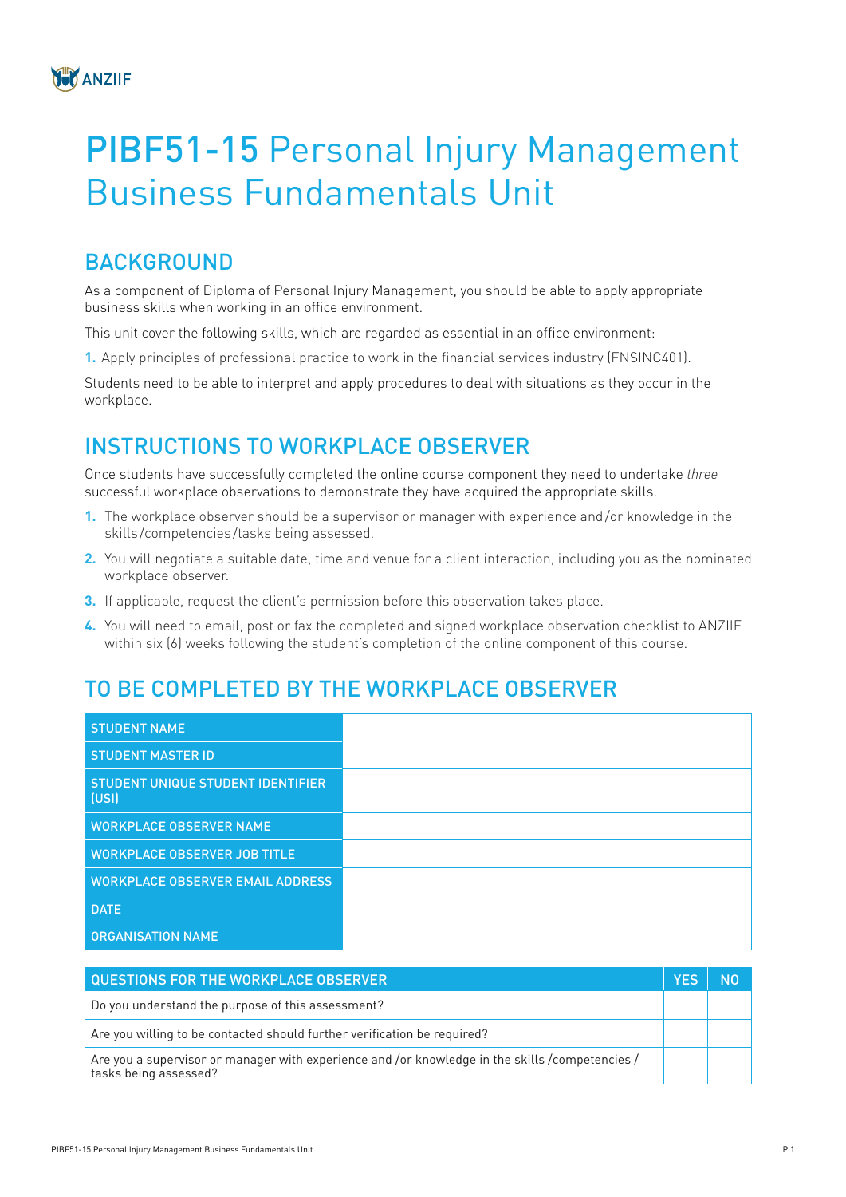ANZIIF

# PIBF51-15 Personal Injury Management Business Fundamentals Unit

## BACKGROUND

As a component of Diploma of Personal Injury Management, you should be able to apply appropriate business skills when working in an office environment.

This unit cover the following skills, which are regarded as essential in an office environment:

1. Apply principles of professional practice to work in the financial services industry (FNSINC401).

Students need to be able to interpret and apply procedures to deal with situations as they occur in the workplace.

## INSTRUCTIONS TO WORKPLACE OBSERVER

Once students have successfully completed the online course component they need to undertake *three* successful workplace observations to demonstrate they have acquired the appropriate skills.

1. The workplace observer should be a supervisor or manager with experience and/or knowledge in the skills/competencies/tasks being assessed.
2. You will negotiate a suitable date, time and venue for a client interaction, including you as the nominated workplace observer.
3. If applicable, request the client's permission before this observation takes place.
4. You will need to email, post or fax the completed and signed workplace observation checklist to ANZIIF within six (6) weeks following the student's completion of the online component of this course.

## TO BE COMPLETED BY THE WORKPLACE OBSERVER

| | |
|---|---|
| STUDENT NAME | |
| STUDENT MASTER ID | |
| STUDENT UNIQUE STUDENT IDENTIFIER (USI) | |
| WORKPLACE OBSERVER NAME | |
| WORKPLACE OBSERVER JOB TITLE | |
| WORKPLACE OBSERVER EMAIL ADDRESS | |
| DATE | |
| ORGANISATION NAME | |

| QUESTIONS FOR THE WORKPLACE OBSERVER | YES | NO |
|---|---|---|
| Do you understand the purpose of this assessment? | | |
| Are you willing to be contacted should further verification be required? | | |
| Are you a supervisor or manager with experience and /or knowledge in the skills /competencies / tasks being assessed? | | |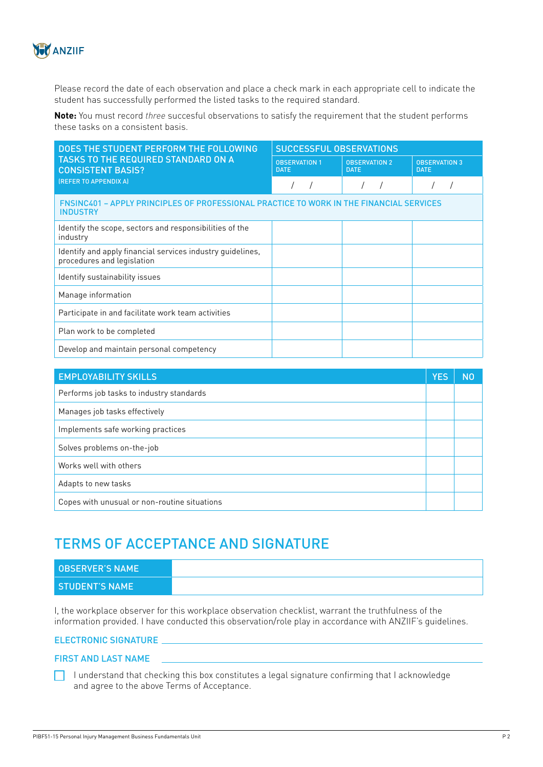Please record the date of each observation and place a check mark in each appropriate cell to indicate the student has successfully performed the listed tasks to the required standard.

**Note:** You must record *three* succesful observations to satisfy the requirement that the student performs these tasks on a consistent basis.

| DOES THE STUDENT PERFORM THE FOLLOWING TASKS TO THE REQUIRED STANDARD ON A CONSISTENT BASIS? (REFER TO APPENDIX A) | SUCCESSFUL OBSERVATIONS | | |
|---|---|---|---|
| | OBSERVATION 1 DATE | OBSERVATION 2 DATE | OBSERVATION 3 DATE |
| | / / | / / | / / |
| FNSINC401 – APPLY PRINCIPLES OF PROFESSIONAL PRACTICE TO WORK IN THE FINANCIAL SERVICES INDUSTRY | | | |
| Identify the scope, sectors and responsibilities of the industry | | | |
| Identify and apply financial services industry guidelines, procedures and legislation | | | |
| Identify sustainability issues | | | |
| Manage information | | | |
| Participate in and facilitate work team activities | | | |
| Plan work to be completed | | | |
| Develop and maintain personal competency | | | |

| EMPLOYABILITY SKILLS | YES | NO |
|---|---|---|
| Performs job tasks to industry standards | | |
| Manages job tasks effectively | | |
| Implements safe working practices | | |
| Solves problems on-the-job | | |
| Works well with others | | |
| Adapts to new tasks | | |
| Copes with unusual or non-routine situations | | |

## TERMS OF ACCEPTANCE AND SIGNATURE

| OBSERVER'S NAME | |
|---|---|
| STUDENT'S NAME | |

I, the workplace observer for this workplace observation checklist, warrant the truthfulness of the information provided. I have conducted this observation/role play in accordance with ANZIIF's guidelines.

ELECTRONIC SIGNATURE ____________________

FIRST AND LAST NAME ____________________

☐ I understand that checking this box constitutes a legal signature confirming that I acknowledge and agree to the above Terms of Acceptance.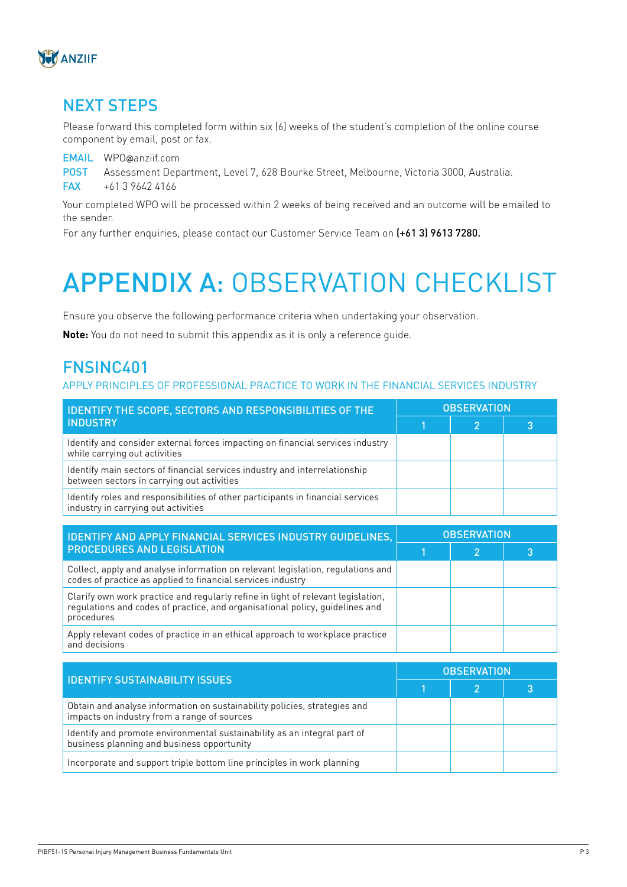## NEXT STEPS

Please forward this completed form within six (6) weeks of the student's completion of the online course component by email, post or fax.

**EMAIL** WPO@anziif.com
**POST** Assessment Department, Level 7, 628 Bourke Street, Melbourne, Victoria 3000, Australia.
**FAX** +61 3 9642 4166

Your completed WPO will be processed within 2 weeks of being received and an outcome will be emailed to the sender.

For any further enquiries, please contact our Customer Service Team on **(+61 3) 9613 7280.**

# APPENDIX A: OBSERVATION CHECKLIST

Ensure you observe the following performance criteria when undertaking your observation.

**Note:** You do not need to submit this appendix as it is only a reference guide.

## FNSINC401

### APPLY PRINCIPLES OF PROFESSIONAL PRACTICE TO WORK IN THE FINANCIAL SERVICES INDUSTRY

| IDENTIFY THE SCOPE, SECTORS AND RESPONSIBILITIES OF THE INDUSTRY | OBSERVATION | | |
|---|---|---|---|
| | 1 | 2 | 3 |
| Identify and consider external forces impacting on financial services industry while carrying out activities | | | |
| Identify main sectors of financial services industry and interrelationship between sectors in carrying out activities | | | |
| Identify roles and responsibilities of other participants in financial services industry in carrying out activities | | | |

| IDENTIFY AND APPLY FINANCIAL SERVICES INDUSTRY GUIDELINES, PROCEDURES AND LEGISLATION | OBSERVATION | | |
|---|---|---|---|
| | 1 | 2 | 3 |
| Collect, apply and analyse information on relevant legislation, regulations and codes of practice as applied to financial services industry | | | |
| Clarify own work practice and regularly refine in light of relevant legislation, regulations and codes of practice, and organisational policy, guidelines and procedures | | | |
| Apply relevant codes of practice in an ethical approach to workplace practice and decisions | | | |

| IDENTIFY SUSTAINABILITY ISSUES | OBSERVATION | | |
|---|---|---|---|
| | 1 | 2 | 3 |
| Obtain and analyse information on sustainability policies, strategies and impacts on industry from a range of sources | | | |
| Identify and promote environmental sustainability as an integral part of business planning and business opportunity | | | |
| Incorporate and support triple bottom line principles in work planning | | | |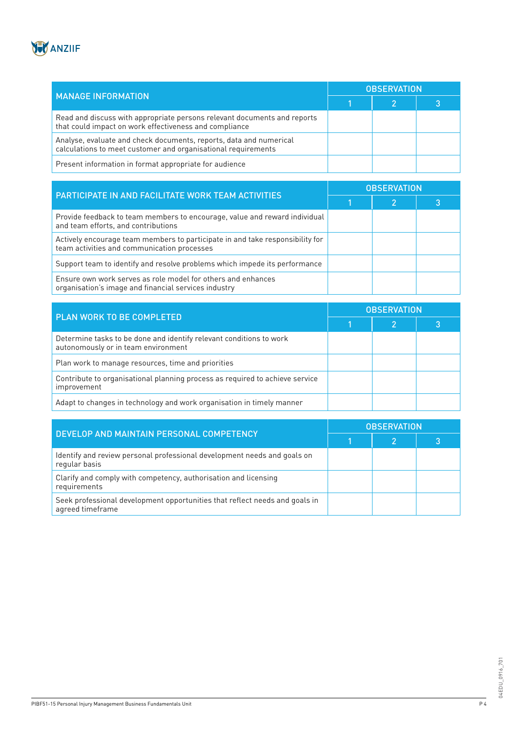| MANAGE INFORMATION | OBSERVATION | | |
|---|---|---|---|
| | 1 | 2 | 3 |
| Read and discuss with appropriate persons relevant documents and reports that could impact on work effectiveness and compliance | | | |
| Analyse, evaluate and check documents, reports, data and numerical calculations to meet customer and organisational requirements | | | |
| Present information in format appropriate for audience | | | |

| PARTICIPATE IN AND FACILITATE WORK TEAM ACTIVITIES | OBSERVATION | | |
|---|---|---|---|
| | 1 | 2 | 3 |
| Provide feedback to team members to encourage, value and reward individual and team efforts, and contributions | | | |
| Actively encourage team members to participate in and take responsibility for team activities and communication processes | | | |
| Support team to identify and resolve problems which impede its performance | | | |
| Ensure own work serves as role model for others and enhances organisation's image and financial services industry | | | |

| PLAN WORK TO BE COMPLETED | OBSERVATION | | |
|---|---|---|---|
| | 1 | 2 | 3 |
| Determine tasks to be done and identify relevant conditions to work autonomously or in team environment | | | |
| Plan work to manage resources, time and priorities | | | |
| Contribute to organisational planning process as required to achieve service improvement | | | |
| Adapt to changes in technology and work organisation in timely manner | | | |

| DEVELOP AND MAINTAIN PERSONAL COMPETENCY | OBSERVATION | | |
|---|---|---|---|
| | 1 | 2 | 3 |
| Identify and review personal professional development needs and goals on regular basis | | | |
| Clarify and comply with competency, authorisation and licensing requirements | | | |
| Seek professional development opportunities that reflect needs and goals in agreed timeframe | | | |